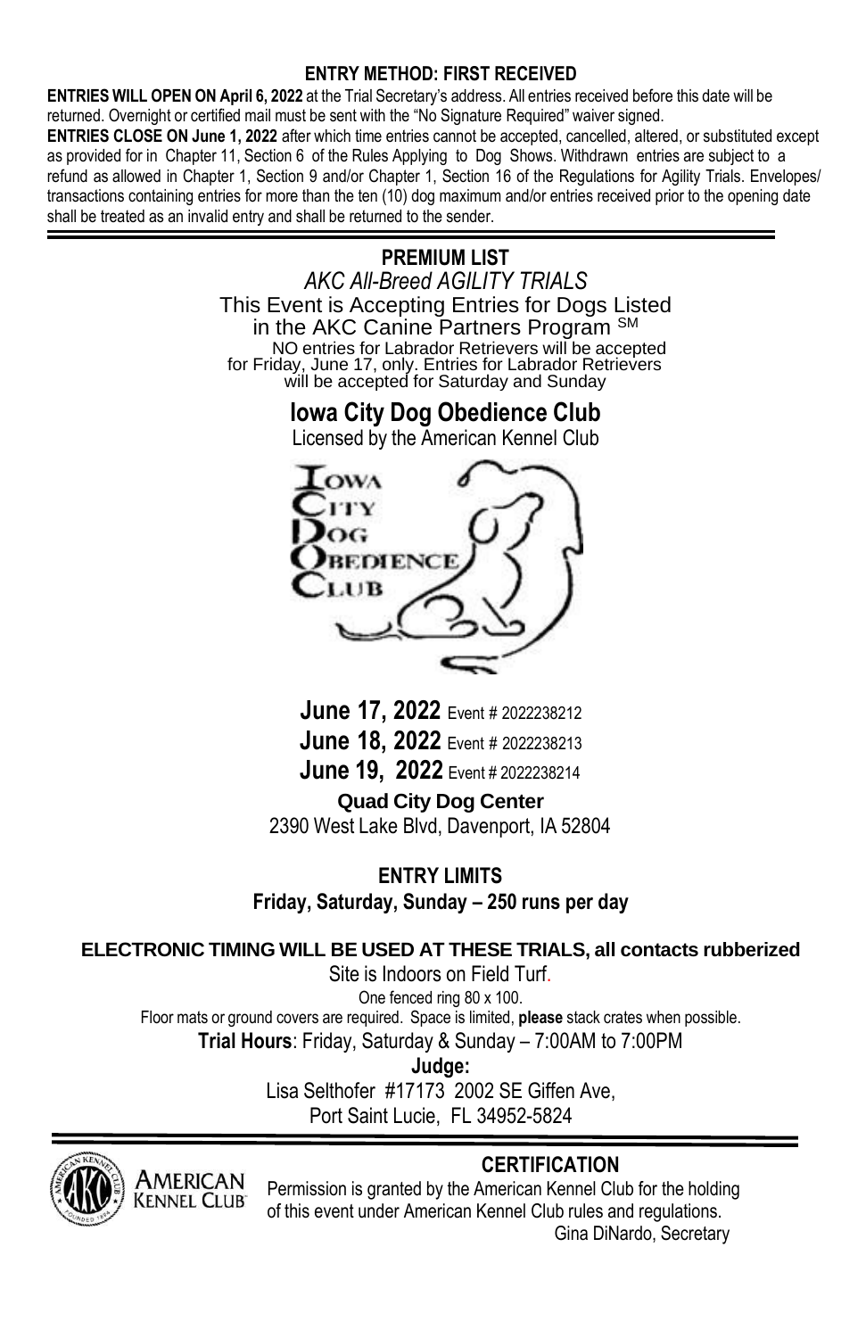**ENTRY METHOD: FIRST RECEIVED**

**ENTRIES WILL OPEN ON April 6, 2022** at the Trial Secretary's address. All entries received before this date will be returned. Overnight or certified mail must be sent with the "No Signature Required" waiver signed.

**ENTRIES CLOSE ON June 1, 2022** after which time entries cannot be accepted, cancelled, altered, or substituted except as provided for in Chapter 11, Section 6 of the Rules Applying to Dog Shows. Withdrawn entries are subject to a refund as allowed in Chapter 1, Section 9 and/or Chapter 1, Section 16 of the Regulations for Agility Trials. Envelopes/ transactions containing entries for more than the ten (10) dog maximum and/or entries received prior to the opening date shall be treated as an invalid entry and shall be returned to the sender.

---

# PREMIUM LIST

*AKC All-Breed AGILITY TRIALS*

This Event is Accepting Entries for Dogs Listed in the AKC Canine Partners Program SM

NO entries for Labrador Retrievers will be accepted for Friday, June 17, only. Entries for Labrador Retrievers will be accepted for Saturday and Sunday

## Iowa City Dog Obedience Club

Licensed by the American Kennel Club

**June 17, 2022** Event # 2022238212

**June 18, 2022** Event # 2022238213

**June 19, 2022** Event # 2022238214

**Quad City Dog Center**

2390 West Lake Blvd, Davenport, IA 52804

**ENTRY LIMITS**

**Friday, Saturday, Sunday – 250 runs per day**

**ELECTRONIC TIMING WILL BE USED AT THESE TRIALS, all contacts rubberized**

Site is Indoors on Field Turf.

One fenced ring 80 x 100.

Floor mats or ground covers are required. Space is limited, **please** stack crates when possible.

**Trial Hours**: Friday, Saturday & Sunday – 7:00AM to 7:00PM

**Judge:**

Lisa Selthofer #17173 2002 SE Giffen Ave,
Port Saint Lucie, FL 34952-5824

---

**CERTIFICATION**

Permission is granted by the American Kennel Club for the holding of this event under American Kennel Club rules and regulations.

Gina DiNardo, Secretary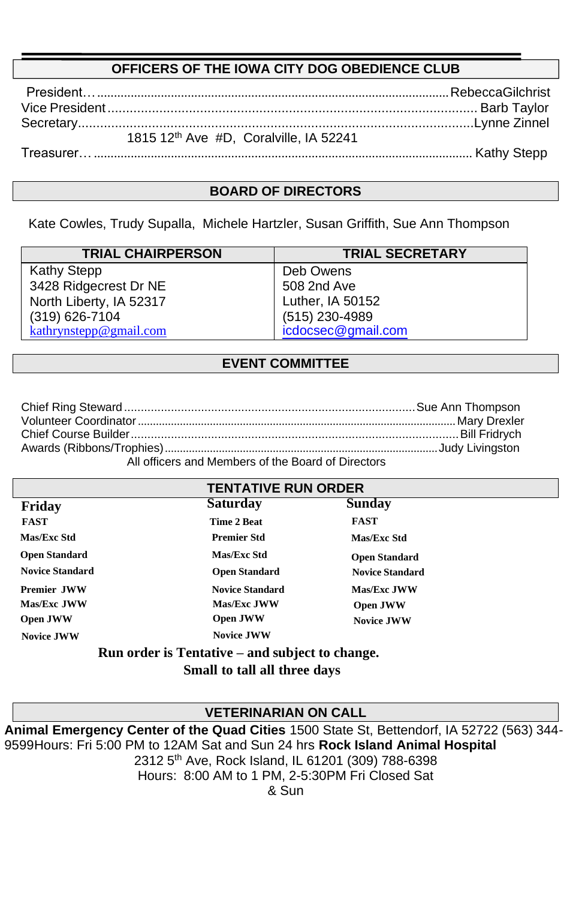## OFFICERS OF THE IOWA CITY DOG OBEDIENCE CLUB

President…............................................................................................................RebeccaGilchrist
Vice President.................................................................................................... Barb Taylor
Secretary..............................................................................................................Lynne Zinnel
1815 12th Ave #D, Coralville, IA 52241
Treasurer… ................................................................................................................ Kathy Stepp

## BOARD OF DIRECTORS

Kate Cowles, Trudy Supalla, Michele Hartzler, Susan Griffith, Sue Ann Thompson

| TRIAL CHAIRPERSON | TRIAL SECRETARY |
|---|---|
| Kathy Stepp<br>3428 Ridgecrest Dr NE<br>North Liberty, IA 52317<br>(319) 626-7104<br>kathrynstepp@gmail.com | Deb Owens<br>508 2nd Ave<br>Luther, IA 50152<br>(515) 230-4989<br>icdocsec@gmail.com |

## EVENT COMMITTEE

Chief Ring Steward.....................................................................................Sue Ann Thompson
Volunteer Coordinator.......................................................................................Mary Drexler
Chief Course Builder.......................................................................................Bill Fridrych
Awards (Ribbons/Trophies)..........................................................................Judy Livingston
All officers and Members of the Board of Directors

## TENTATIVE RUN ORDER

| Friday | Saturday | Sunday |
|---|---|---|
| FAST | Time 2 Beat | FAST |
| Mas/Exc Std | Premier Std | Mas/Exc Std |
| Open Standard | Mas/Exc Std | Open Standard |
| Novice Standard | Open Standard | Novice Standard |
| Premier JWW | Novice Standard | Mas/Exc JWW |
| Mas/Exc JWW | Mas/Exc JWW | Open JWW |
| Open JWW | Open JWW | Novice JWW |
| Novice JWW | Novice JWW | |

**Run order is Tentative – and subject to change.**
**Small to tall all three days**

## VETERINARIAN ON CALL

**Animal Emergency Center of the Quad Cities** 1500 State St, Bettendorf, IA 52722 (563) 344-9599Hours: Fri 5:00 PM to 12AM Sat and Sun 24 hrs **Rock Island Animal Hospital**
2312 5th Ave, Rock Island, IL 61201 (309) 788-6398
Hours: 8:00 AM to 1 PM, 2-5:30PM Fri Closed Sat & Sun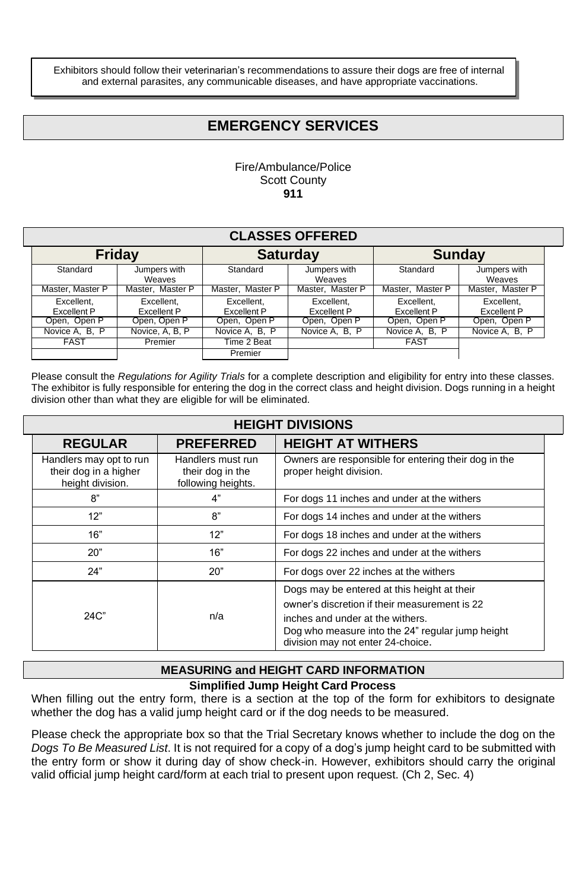Exhibitors should follow their veterinarian's recommendations to assure their dogs are free of internal and external parasites, any communicable diseases, and have appropriate vaccinations.

## EMERGENCY SERVICES

Fire/Ambulance/Police
Scott County
**911**

## CLASSES OFFERED

| Friday | | Saturday | | Sunday | |
|---|---|---|---|---|---|
| Standard | Jumpers with Weaves | Standard | Jumpers with Weaves | Standard | Jumpers with Weaves |
| Master, Master P | Master, Master P | Master, Master P | Master, Master P | Master, Master P | Master, Master P |
| Excellent, Excellent P | Excellent, Excellent P | Excellent, Excellent P | Excellent, Excellent P | Excellent, Excellent P | Excellent, Excellent P |
| Open, Open P | Open, Open P | Open, Open P | Open, Open P | Open, Open P | Open, Open P |
| Novice A, B, P | Novice, A, B, P | Novice A, B, P | Novice A, B, P | Novice A, B, P | Novice A, B, P |
| FAST | Premier | Time 2 Beat | | FAST | |
| | | Premier | | | |

Please consult the *Regulations for Agility Trials* for a complete description and eligibility for entry into these classes. The exhibitor is fully responsible for entering the dog in the correct class and height division. Dogs running in a height division other than what they are eligible for will be eliminated.

## HEIGHT DIVISIONS

| REGULAR | PREFERRED | HEIGHT AT WITHERS |
|---|---|---|
| Handlers may opt to run their dog in a higher height division. | Handlers must run their dog in the following heights. | Owners are responsible for entering their dog in the proper height division. |
| 8" | 4" | For dogs 11 inches and under at the withers |
| 12" | 8" | For dogs 14 inches and under at the withers |
| 16" | 12" | For dogs 18 inches and under at the withers |
| 20" | 16" | For dogs 22 inches and under at the withers |
| 24" | 20" | For dogs over 22 inches at the withers |
| 24C" | n/a | Dogs may be entered at this height at their owner's discretion if their measurement is 22 inches and under at the withers. Dog who measure into the 24" regular jump height division may not enter 24-choice. |

## MEASURING and HEIGHT CARD INFORMATION

**Simplified Jump Height Card Process**

When filling out the entry form, there is a section at the top of the form for exhibitors to designate whether the dog has a valid jump height card or if the dog needs to be measured.

Please check the appropriate box so that the Trial Secretary knows whether to include the dog on the *Dogs To Be Measured List*. It is not required for a copy of a dog's jump height card to be submitted with the entry form or show it during day of show check-in. However, exhibitors should carry the original valid official jump height card/form at each trial to present upon request. (Ch 2, Sec. 4)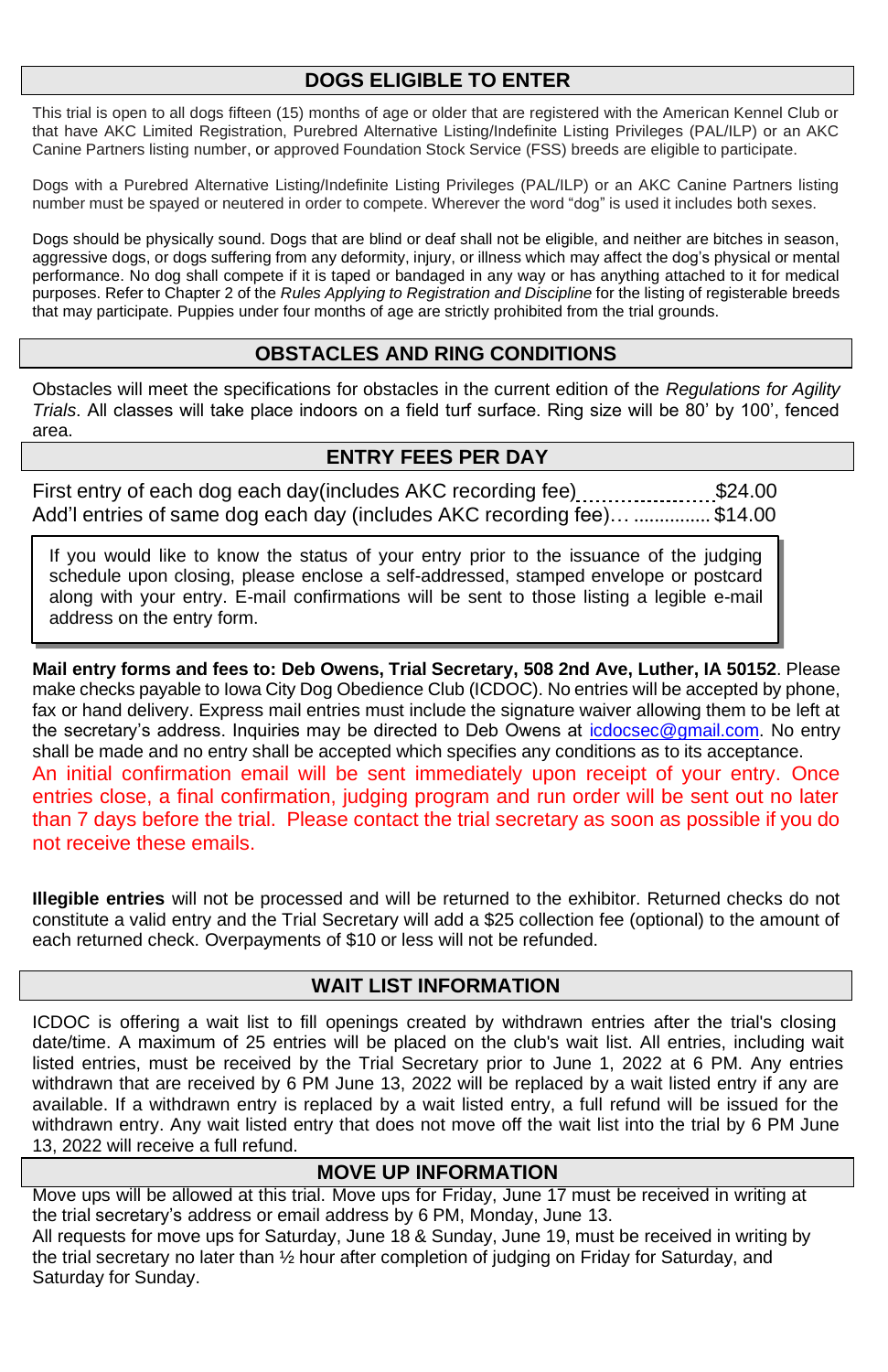## DOGS ELIGIBLE TO ENTER

This trial is open to all dogs fifteen (15) months of age or older that are registered with the American Kennel Club or that have AKC Limited Registration, Purebred Alternative Listing/Indefinite Listing Privileges (PAL/ILP) or an AKC Canine Partners listing number, or approved Foundation Stock Service (FSS) breeds are eligible to participate.

Dogs with a Purebred Alternative Listing/Indefinite Listing Privileges (PAL/ILP) or an AKC Canine Partners listing number must be spayed or neutered in order to compete. Wherever the word "dog" is used it includes both sexes.

Dogs should be physically sound. Dogs that are blind or deaf shall not be eligible, and neither are bitches in season, aggressive dogs, or dogs suffering from any deformity, injury, or illness which may affect the dog's physical or mental performance. No dog shall compete if it is taped or bandaged in any way or has anything attached to it for medical purposes. Refer to Chapter 2 of the *Rules Applying to Registration and Discipline* for the listing of registerable breeds that may participate. Puppies under four months of age are strictly prohibited from the trial grounds.

## OBSTACLES AND RING CONDITIONS

Obstacles will meet the specifications for obstacles in the current edition of the *Regulations for Agility Trials*. All classes will take place indoors on a field turf surface. Ring size will be 80' by 100', fenced area.

## ENTRY FEES PER DAY

First entry of each dog each day(includes AKC recording fee)...................... $24.00
Add'l entries of same dog each day (includes AKC recording fee)… ............... $14.00

> If you would like to know the status of your entry prior to the issuance of the judging schedule upon closing, please enclose a self-addressed, stamped envelope or postcard along with your entry. E-mail confirmations will be sent to those listing a legible e-mail address on the entry form.

**Mail entry forms and fees to: Deb Owens, Trial Secretary, 508 2nd Ave, Luther, IA 50152**. Please make checks payable to Iowa City Dog Obedience Club (ICDOC). No entries will be accepted by phone, fax or hand delivery. Express mail entries must include the signature waiver allowing them to be left at the secretary's address. Inquiries may be directed to Deb Owens at icdocsec@gmail.com. No entry shall be made and no entry shall be accepted which specifies any conditions as to its acceptance. An initial confirmation email will be sent immediately upon receipt of your entry. Once entries close, a final confirmation, judging program and run order will be sent out no later than 7 days before the trial. Please contact the trial secretary as soon as possible if you do not receive these emails.

**Illegible entries** will not be processed and will be returned to the exhibitor. Returned checks do not constitute a valid entry and the Trial Secretary will add a $25 collection fee (optional) to the amount of each returned check. Overpayments of $10 or less will not be refunded.

## WAIT LIST INFORMATION

ICDOC is offering a wait list to fill openings created by withdrawn entries after the trial's closing date/time. A maximum of 25 entries will be placed on the club's wait list. All entries, including wait listed entries, must be received by the Trial Secretary prior to June 1, 2022 at 6 PM. Any entries withdrawn that are received by 6 PM June 13, 2022 will be replaced by a wait listed entry if any are available. If a withdrawn entry is replaced by a wait listed entry, a full refund will be issued for the withdrawn entry. Any wait listed entry that does not move off the wait list into the trial by 6 PM June 13, 2022 will receive a full refund.

## MOVE UP INFORMATION

Move ups will be allowed at this trial. Move ups for Friday, June 17 must be received in writing at the trial secretary's address or email address by 6 PM, Monday, June 13.
All requests for move ups for Saturday, June 18 & Sunday, June 19, must be received in writing by the trial secretary no later than ½ hour after completion of judging on Friday for Saturday, and Saturday for Sunday.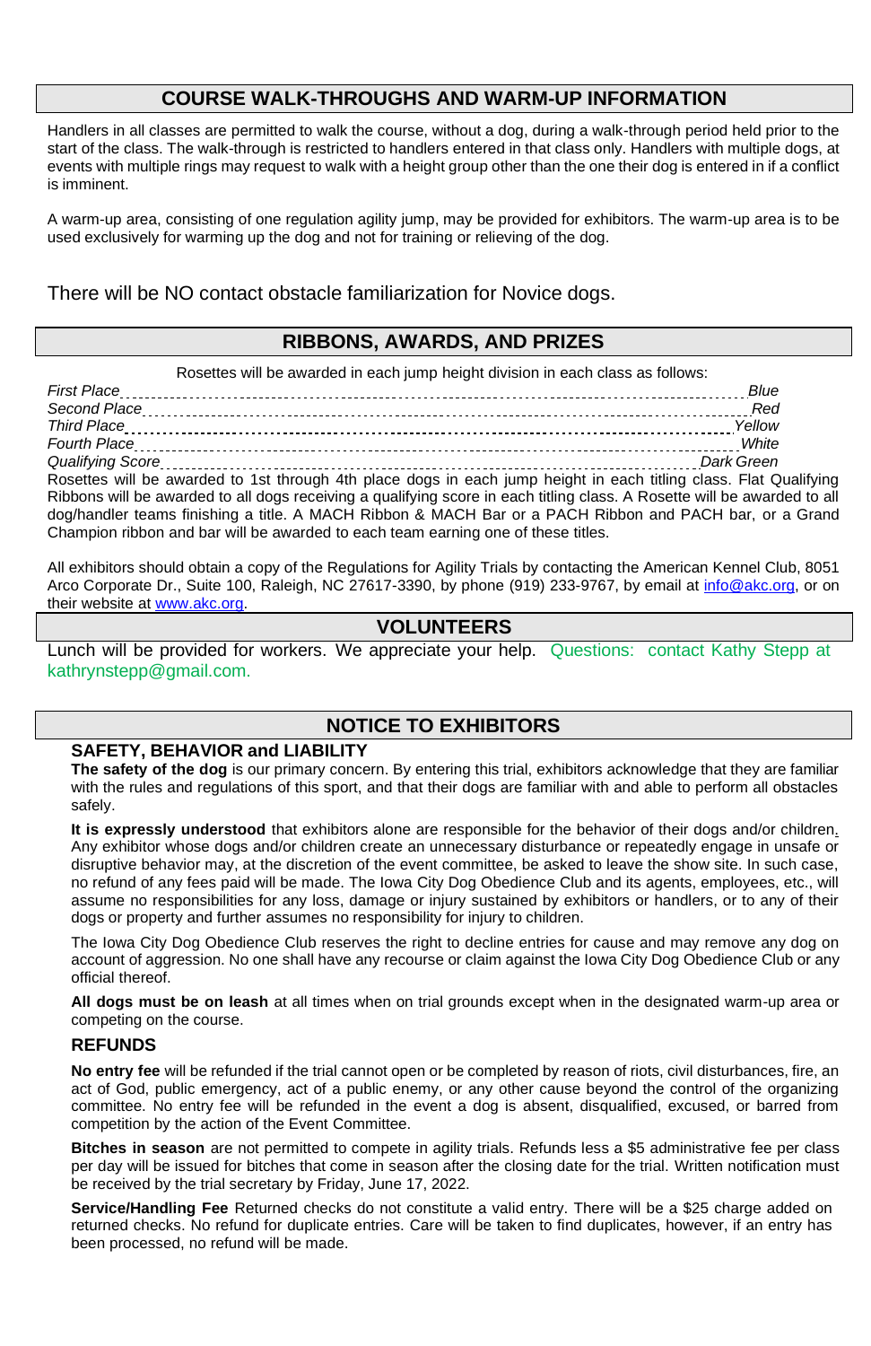## COURSE WALK-THROUGHS AND WARM-UP INFORMATION

Handlers in all classes are permitted to walk the course, without a dog, during a walk-through period held prior to the start of the class. The walk-through is restricted to handlers entered in that class only. Handlers with multiple dogs, at events with multiple rings may request to walk with a height group other than the one their dog is entered in if a conflict is imminent.

A warm-up area, consisting of one regulation agility jump, may be provided for exhibitors. The warm-up area is to be used exclusively for warming up the dog and not for training or relieving of the dog.

There will be NO contact obstacle familiarization for Novice dogs.

## RIBBONS, AWARDS, AND PRIZES

Rosettes will be awarded in each jump height division in each class as follows:

| | |
|---|---|
| *First Place* | *Blue* |
| *Second Place* | *Red* |
| *Third Place* | *Yellow* |
| *Fourth Place* | *White* |
| *Qualifying Score* | *Dark Green* |

Rosettes will be awarded to 1st through 4th place dogs in each jump height in each titling class. Flat Qualifying Ribbons will be awarded to all dogs receiving a qualifying score in each titling class. A Rosette will be awarded to all dog/handler teams finishing a title. A MACH Ribbon & MACH Bar or a PACH Ribbon and PACH bar, or a Grand Champion ribbon and bar will be awarded to each team earning one of these titles.

All exhibitors should obtain a copy of the Regulations for Agility Trials by contacting the American Kennel Club, 8051 Arco Corporate Dr., Suite 100, Raleigh, NC 27617-3390, by phone (919) 233-9767, by email at info@akc.org, or on their website at www.akc.org.

## VOLUNTEERS

Lunch will be provided for workers. We appreciate your help. Questions: contact Kathy Stepp at kathrynstepp@gmail.com.

## NOTICE TO EXHIBITORS

### SAFETY, BEHAVIOR and LIABILITY

**The safety of the dog** is our primary concern. By entering this trial, exhibitors acknowledge that they are familiar with the rules and regulations of this sport, and that their dogs are familiar with and able to perform all obstacles safely.

**It is expressly understood** that exhibitors alone are responsible for the behavior of their dogs and/or children. Any exhibitor whose dogs and/or children create an unnecessary disturbance or repeatedly engage in unsafe or disruptive behavior may, at the discretion of the event committee, be asked to leave the show site. In such case, no refund of any fees paid will be made. The Iowa City Dog Obedience Club and its agents, employees, etc., will assume no responsibilities for any loss, damage or injury sustained by exhibitors or handlers, or to any of their dogs or property and further assumes no responsibility for injury to children.

The Iowa City Dog Obedience Club reserves the right to decline entries for cause and may remove any dog on account of aggression. No one shall have any recourse or claim against the Iowa City Dog Obedience Club or any official thereof.

**All dogs must be on leash** at all times when on trial grounds except when in the designated warm-up area or competing on the course.

### REFUNDS

**No entry fee** will be refunded if the trial cannot open or be completed by reason of riots, civil disturbances, fire, an act of God, public emergency, act of a public enemy, or any other cause beyond the control of the organizing committee. No entry fee will be refunded in the event a dog is absent, disqualified, excused, or barred from competition by the action of the Event Committee.

**Bitches in season** are not permitted to compete in agility trials. Refunds less a $5 administrative fee per class per day will be issued for bitches that come in season after the closing date for the trial. Written notification must be received by the trial secretary by Friday, June 17, 2022.

**Service/Handling Fee** Returned checks do not constitute a valid entry. There will be a $25 charge added on returned checks. No refund for duplicate entries. Care will be taken to find duplicates, however, if an entry has been processed, no refund will be made.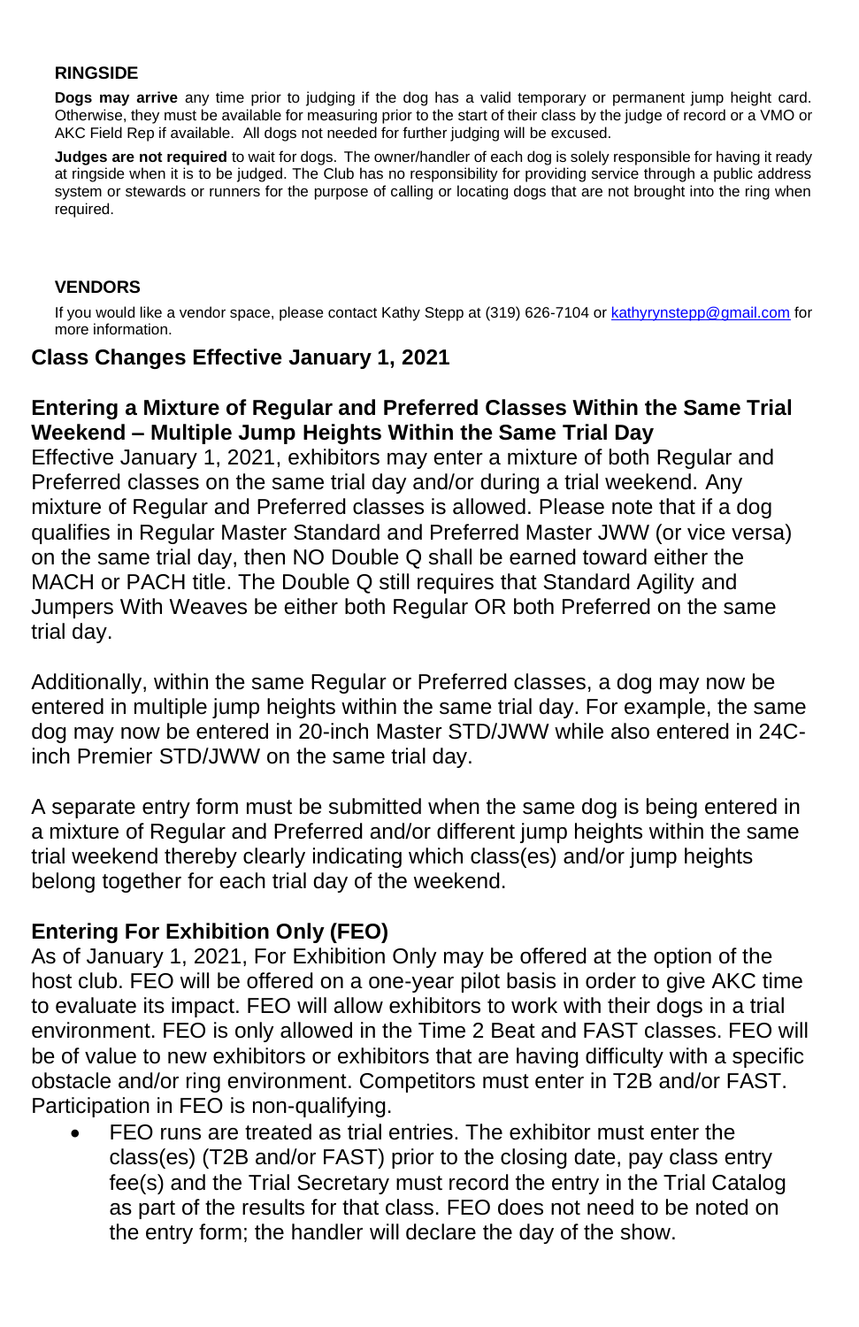### RINGSIDE

**Dogs may arrive** any time prior to judging if the dog has a valid temporary or permanent jump height card. Otherwise, they must be available for measuring prior to the start of their class by the judge of record or a VMO or AKC Field Rep if available. All dogs not needed for further judging will be excused.

**Judges are not required** to wait for dogs. The owner/handler of each dog is solely responsible for having it ready at ringside when it is to be judged. The Club has no responsibility for providing service through a public address system or stewards or runners for the purpose of calling or locating dogs that are not brought into the ring when required.

### VENDORS

If you would like a vendor space, please contact Kathy Stepp at (319) 626-7104 or [kathyrynstepp@gmail.com](mailto:kathyrynstepp@gmail.com) for more information.

## Class Changes Effective January 1, 2021

### Entering a Mixture of Regular and Preferred Classes Within the Same Trial Weekend – Multiple Jump Heights Within the Same Trial Day

Effective January 1, 2021, exhibitors may enter a mixture of both Regular and Preferred classes on the same trial day and/or during a trial weekend. Any mixture of Regular and Preferred classes is allowed. Please note that if a dog qualifies in Regular Master Standard and Preferred Master JWW (or vice versa) on the same trial day, then NO Double Q shall be earned toward either the MACH or PACH title. The Double Q still requires that Standard Agility and Jumpers With Weaves be either both Regular OR both Preferred on the same trial day.

Additionally, within the same Regular or Preferred classes, a dog may now be entered in multiple jump heights within the same trial day. For example, the same dog may now be entered in 20-inch Master STD/JWW while also entered in 24C-inch Premier STD/JWW on the same trial day.

A separate entry form must be submitted when the same dog is being entered in a mixture of Regular and Preferred and/or different jump heights within the same trial weekend thereby clearly indicating which class(es) and/or jump heights belong together for each trial day of the weekend.

### Entering For Exhibition Only (FEO)

As of January 1, 2021, For Exhibition Only may be offered at the option of the host club. FEO will be offered on a one-year pilot basis in order to give AKC time to evaluate its impact. FEO will allow exhibitors to work with their dogs in a trial environment. FEO is only allowed in the Time 2 Beat and FAST classes. FEO will be of value to new exhibitors or exhibitors that are having difficulty with a specific obstacle and/or ring environment. Competitors must enter in T2B and/or FAST. Participation in FEO is non-qualifying.

- FEO runs are treated as trial entries. The exhibitor must enter the class(es) (T2B and/or FAST) prior to the closing date, pay class entry fee(s) and the Trial Secretary must record the entry in the Trial Catalog as part of the results for that class. FEO does not need to be noted on the entry form; the handler will declare the day of the show.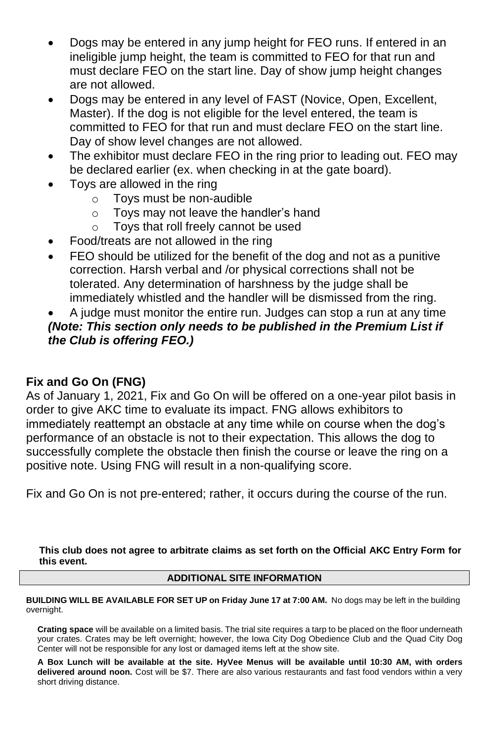- Dogs may be entered in any jump height for FEO runs. If entered in an ineligible jump height, the team is committed to FEO for that run and must declare FEO on the start line. Day of show jump height changes are not allowed.
- Dogs may be entered in any level of FAST (Novice, Open, Excellent, Master). If the dog is not eligible for the level entered, the team is committed to FEO for that run and must declare FEO on the start line. Day of show level changes are not allowed.
- The exhibitor must declare FEO in the ring prior to leading out. FEO may be declared earlier (ex. when checking in at the gate board).
- Toys are allowed in the ring
  - Toys must be non-audible
  - Toys may not leave the handler's hand
  - Toys that roll freely cannot be used
- Food/treats are not allowed in the ring
- FEO should be utilized for the benefit of the dog and not as a punitive correction. Harsh verbal and /or physical corrections shall not be tolerated. Any determination of harshness by the judge shall be immediately whistled and the handler will be dismissed from the ring.
- A judge must monitor the entire run. Judges can stop a run at any time

***(Note: This section only needs to be published in the Premium List if the Club is offering FEO.)***

## Fix and Go On (FNG)

As of January 1, 2021, Fix and Go On will be offered on a one-year pilot basis in order to give AKC time to evaluate its impact. FNG allows exhibitors to immediately reattempt an obstacle at any time while on course when the dog's performance of an obstacle is not to their expectation. This allows the dog to successfully complete the obstacle then finish the course or leave the ring on a positive note. Using FNG will result in a non-qualifying score.

Fix and Go On is not pre-entered; rather, it occurs during the course of the run.

**This club does not agree to arbitrate claims as set forth on the Official AKC Entry Form for this event.**

## ADDITIONAL SITE INFORMATION

**BUILDING WILL BE AVAILABLE FOR SET UP on Friday June 17 at 7:00 AM.** No dogs may be left in the building overnight.

**Crating space** will be available on a limited basis. The trial site requires a tarp to be placed on the floor underneath your crates. Crates may be left overnight; however, the Iowa City Dog Obedience Club and the Quad City Dog Center will not be responsible for any lost or damaged items left at the show site.

**A Box Lunch will be available at the site. HyVee Menus will be available until 10:30 AM, with orders delivered around noon.** Cost will be $7. There are also various restaurants and fast food vendors within a very short driving distance.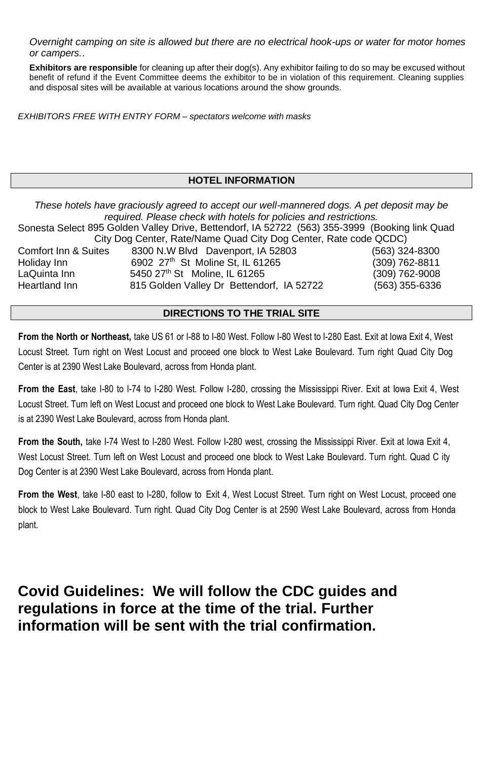*Overnight camping on site is allowed but there are no electrical hook-ups or water for motor homes or campers..*

**Exhibitors are responsible** for cleaning up after their dog(s). Any exhibitor failing to do so may be excused without benefit of refund if the Event Committee deems the exhibitor to be in violation of this requirement. Cleaning supplies and disposal sites will be available at various locations around the show grounds.

*EXHIBITORS FREE WITH ENTRY FORM – spectators welcome with masks*

## HOTEL INFORMATION

*These hotels have graciously agreed to accept our well-mannered dogs. A pet deposit may be required. Please check with hotels for policies and restrictions.*

Sonesta Select 895 Golden Valley Drive, Bettendorf, IA 52722 (563) 355-3999 (Booking link Quad City Dog Center, Rate/Name Quad City Dog Center, Rate code QCDC)

| | | |
|---|---|---|
| Comfort Inn & Suites | 8300 N.W Blvd Davenport, IA 52803 | (563) 324-8300 |
| Holiday Inn | 6902 27th St Moline St, IL 61265 | (309) 762-8811 |
| LaQuinta Inn | 5450 27th St Moline, IL 61265 | (309) 762-9008 |
| Heartland Inn | 815 Golden Valley Dr Bettendorf, IA 52722 | (563) 355-6336 |

## DIRECTIONS TO THE TRIAL SITE

**From the North or Northeast,** take US 61 or I-88 to I-80 West. Follow I-80 West to I-280 East. Exit at Iowa Exit 4, West Locust Street. Turn right on West Locust and proceed one block to West Lake Boulevard. Turn right Quad City Dog Center is at 2390 West Lake Boulevard, across from Honda plant.

**From the East**, take I-80 to I-74 to I-280 West. Follow I-280, crossing the Mississippi River. Exit at Iowa Exit 4, West Locust Street. Turn left on West Locust and proceed one block to West Lake Boulevard. Turn right. Quad City Dog Center is at 2390 West Lake Boulevard, across from Honda plant.

**From the South,** take I-74 West to I-280 West. Follow I-280 west, crossing the Mississippi River. Exit at Iowa Exit 4, West Locust Street. Turn left on West Locust and proceed one block to West Lake Boulevard. Turn right. Quad C ity Dog Center is at 2390 West Lake Boulevard, across from Honda plant.

**From the West**, take I-80 east to I-280, follow to Exit 4, West Locust Street. Turn right on West Locust, proceed one block to West Lake Boulevard. Turn right. Quad City Dog Center is at 2590 West Lake Boulevard, across from Honda plant.

## Covid Guidelines: We will follow the CDC guides and regulations in force at the time of the trial. Further information will be sent with the trial confirmation.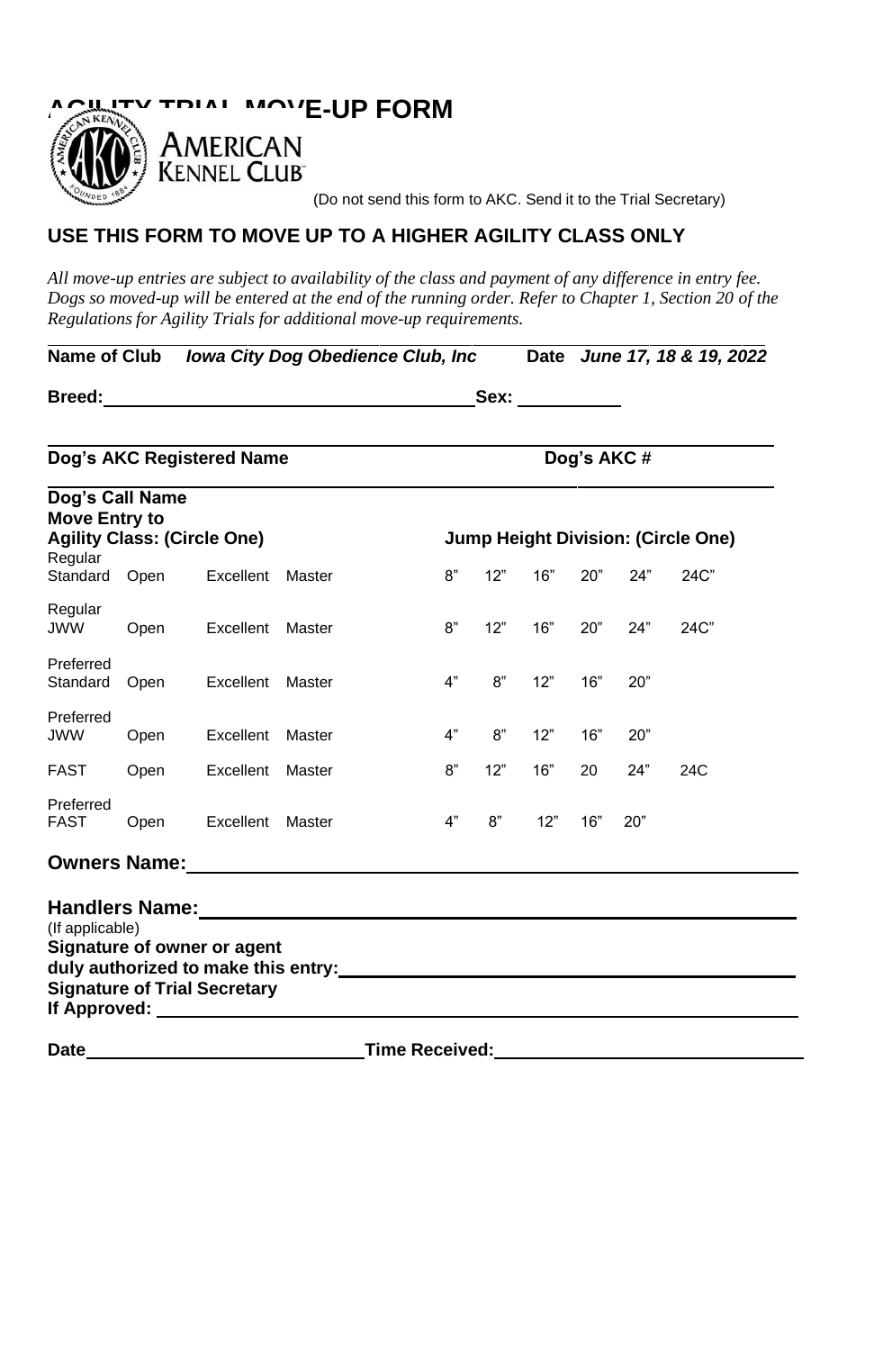# AGILITY TRIAL MOVE-UP FORM

AMERICAN KENNEL CLUB

(Do not send this form to AKC. Send it to the Trial Secretary)

## USE THIS FORM TO MOVE UP TO A HIGHER AGILITY CLASS ONLY

*All move-up entries are subject to availability of the class and payment of any difference in entry fee. Dogs so moved-up will be entered at the end of the running order. Refer to Chapter 1, Section 20 of the Regulations for Agility Trials for additional move-up requirements.*

**Name of Club** ***Iowa City Dog Obedience Club, Inc*** **Date** ***June 17, 18 & 19, 2022***

**Breed:** \_\_\_\_\_\_\_\_\_\_\_\_\_\_\_\_\_\_\_\_ **Sex:** \_\_\_\_\_\_\_\_\_\_

**Dog's AKC Registered Name** \_\_\_\_\_\_\_\_\_\_\_\_\_\_\_\_\_\_\_\_ **Dog's AKC #** \_\_\_\_\_\_\_\_\_\_

**Dog's Call Name**

| **Move Entry to Agility Class: (Circle One)** | | | | **Jump Height Division: (Circle One)** | | | | | |
|---|---|---|---|---|---|---|---|---|---|
| Regular Standard | Open | Excellent | Master | 8" | 12" | 16" | 20" | 24" | 24C" |
| Regular JWW | Open | Excellent | Master | 8" | 12" | 16" | 20" | 24" | 24C" |
| Preferred Standard | Open | Excellent | Master | 4" | 8" | 12" | 16" | 20" | |
| Preferred JWW | Open | Excellent | Master | 4" | 8" | 12" | 16" | 20" | |
| FAST | Open | Excellent | Master | 8" | 12" | 16" | 20 | 24" | 24C |
| Preferred FAST | Open | Excellent | Master | 4" | 8" | 12" | 16" | 20" | |

**Owners Name:** \_\_\_\_\_\_\_\_\_\_\_\_\_\_\_\_\_\_\_\_

**Handlers Name:** \_\_\_\_\_\_\_\_\_\_\_\_\_\_\_\_\_\_\_\_
(If applicable)

**Signature of owner or agent duly authorized to make this entry:** \_\_\_\_\_\_\_\_\_\_\_\_\_\_\_\_\_\_\_\_

**Signature of Trial Secretary If Approved:** \_\_\_\_\_\_\_\_\_\_\_\_\_\_\_\_\_\_\_\_

**Date** \_\_\_\_\_\_\_\_\_\_\_\_\_\_\_\_\_\_\_\_ **Time Received:** \_\_\_\_\_\_\_\_\_\_\_\_\_\_\_\_\_\_\_\_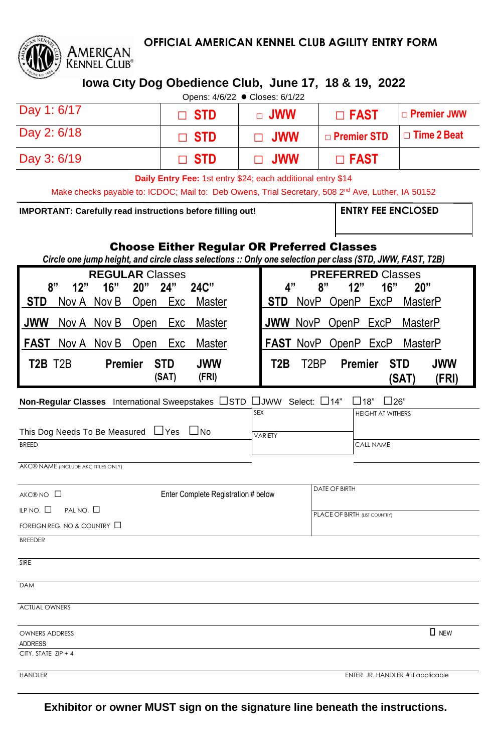# OFFICIAL AMERICAN KENNEL CLUB AGILITY ENTRY FORM

## Iowa City Dog Obedience Club, June 17, 18 & 19, 2022

Opens: 4/6/22 ● Closes: 6/1/22

| | | | | |
|---|---|---|---|---|
| Day 1: 6/17 | ☐ STD | ☐ JWW | ☐ FAST | ☐ Premier JWW |
| Day 2: 6/18 | ☐ STD | ☐ JWW | ☐ Premier STD | ☐ Time 2 Beat |
| Day 3: 6/19 | ☐ STD | ☐ JWW | ☐ FAST | |

**Daily Entry Fee:** 1st entry $24; each additional entry $14

Make checks payable to: ICDOC; Mail to: Deb Owens, Trial Secretary, 508 2nd Ave, Luther, IA 50152

| **IMPORTANT: Carefully read instructions before filling out!** | **ENTRY FEE ENCLOSED** |
|---|---|

## Choose Either Regular OR Preferred Classes

*Circle one jump height, and circle class selections :: Only one selection per class (STD, JWW, FAST, T2B)*

| REGULAR Classes | PREFERRED Classes |
|---|---|
| 8" 12" 16" 20" 24" 24C" | 4" 8" 12" 16" 20" |
| **STD** Nov A Nov B Open Exc Master | **STD** NovP OpenP ExcP MasterP |
| **JWW** Nov A Nov B Open Exc Master | **JWW** NovP OpenP ExcP MasterP |
| **FAST** Nov A Nov B Open Exc Master | **FAST** NovP OpenP ExcP MasterP |
| **T2B** T2B **Premier STD (SAT) JWW (FRI)** | **T2B** T2BP **Premier STD (SAT) JWW (FRI)** |

**Non-Regular Classes** International Sweepstakes ☐STD ☐JWW Select: ☐14" ☐18" ☐26"

| | | |
|---|---|---|
| This Dog Needs To Be Measured ☐Yes ☐No | SEX | HEIGHT AT WITHERS |
| BREED | VARIETY | CALL NAME |

AKC® NAME (INCLUDE AKC TITLES ONLY)

| | | |
|---|---|---|
| AKC® NO ☐ | Enter Complete Registration # below | DATE OF BIRTH |
| ILP NO. ☐ PAL NO. ☐ | | PLACE OF BIRTH (LIST COUNTRY) |
| FOREIGN REG. NO & COUNTRY ☐ | | |

BREEDER

SIRE

DAM

ACTUAL OWNERS

OWNERS ADDRESS ☐ NEW
ADDRESS

CITY, STATE ZIP + 4

HANDLER — ENTER JR. HANDLER # if applicable

**Exhibitor or owner MUST sign on the signature line beneath the instructions.**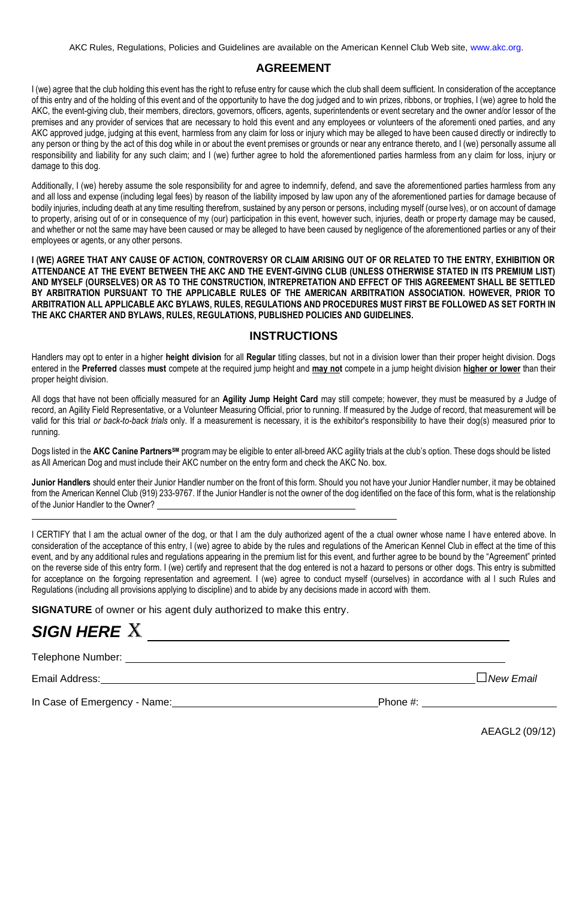AKC Rules, Regulations, Policies and Guidelines are available on the American Kennel Club Web site, www.akc.org.

## AGREEMENT

I (we) agree that the club holding this event has the right to refuse entry for cause which the club shall deem sufficient. In consideration of the acceptance of this entry and of the holding of this event and of the opportunity to have the dog judged and to win prizes, ribbons, or trophies, I (we) agree to hold the AKC, the event-giving club, their members, directors, governors, officers, agents, superintendents or event secretary and the owner and/or lessor of the premises and any provider of services that are necessary to hold this event and any employees or volunteers of the aforementioned parties, and any AKC approved judge, judging at this event, harmless from any claim for loss or injury which may be alleged to have been caused directly or indirectly to any person or thing by the act of this dog while in or about the event premises or grounds or near any entrance thereto, and I (we) personally assume all responsibility and liability for any such claim; and I (we) further agree to hold the aforementioned parties harmless from any claim for loss, injury or damage to this dog.

Additionally, I (we) hereby assume the sole responsibility for and agree to indemnify, defend, and save the aforementioned parties harmless from any and all loss and expense (including legal fees) by reason of the liability imposed by law upon any of the aforementioned parties for damage because of bodily injuries, including death at any time resulting therefrom, sustained by any person or persons, including myself (ourselves), or on account of damage to property, arising out of or in consequence of my (our) participation in this event, however such, injuries, death or property damage may be caused, and whether or not the same may have been caused or may be alleged to have been caused by negligence of the aforementioned parties or any of their employees or agents, or any other persons.

**I (WE) AGREE THAT ANY CAUSE OF ACTION, CONTROVERSY OR CLAIM ARISING OUT OF OR RELATED TO THE ENTRY, EXHIBITION OR ATTENDANCE AT THE EVENT BETWEEN THE AKC AND THE EVENT-GIVING CLUB (UNLESS OTHERWISE STATED IN ITS PREMIUM LIST) AND MYSELF (OURSELVES) OR AS TO THE CONSTRUCTION, INTREPRETATION AND EFFECT OF THIS AGREEMENT SHALL BE SETTLED BY ARBITRATION PURSUANT TO THE APPLICABLE RULES OF THE AMERICAN ARBITRATION ASSOCIATION. HOWEVER, PRIOR TO ARBITRATION ALL APPLICABLE AKC BYLAWS, RULES, REGULATIONS AND PROCEDURES MUST FIRST BE FOLLOWED AS SET FORTH IN THE AKC CHARTER AND BYLAWS, RULES, REGULATIONS, PUBLISHED POLICIES AND GUIDELINES.**

## INSTRUCTIONS

Handlers may opt to enter in a higher **height division** for all **Regular** titling classes, but not in a division lower than their proper height division. Dogs entered in the **Preferred** classes **must** compete at the required jump height and **may not** compete in a jump height division **higher or lower** than their proper height division.

All dogs that have not been officially measured for an **Agility Jump Height Card** may still compete; however, they must be measured by a Judge of record, an Agility Field Representative, or a Volunteer Measuring Official, prior to running. If measured by the Judge of record, that measurement will be valid for this trial *or back-to-back trials* only. If a measurement is necessary, it is the exhibitor's responsibility to have their dog(s) measured prior to running.

Dogs listed in the **AKC Canine Partners℠** program may be eligible to enter all-breed AKC agility trials at the club's option. These dogs should be listed as All American Dog and must include their AKC number on the entry form and check the AKC No. box.

**Junior Handlers** should enter their Junior Handler number on the front of this form. Should you not have your Junior Handler number, it may be obtained from the American Kennel Club (919) 233-9767. If the Junior Handler is not the owner of the dog identified on the face of this form, what is the relationship of the Junior Handler to the Owner? ______________________________

I CERTIFY that I am the actual owner of the dog, or that I am the duly authorized agent of the actual owner whose name I have entered above. In consideration of the acceptance of this entry, I (we) agree to abide by the rules and regulations of the American Kennel Club in effect at the time of this event, and by any additional rules and regulations appearing in the premium list for this event, and further agree to be bound by the "Agreement" printed on the reverse side of this entry form. I (we) certify and represent that the dog entered is not a hazard to persons or other dogs. This entry is submitted for acceptance on the forgoing representation and agreement. I (we) agree to conduct myself (ourselves) in accordance with all such Rules and Regulations (including all provisions applying to discipline) and to abide by any decisions made in accord with them.

**SIGNATURE** of owner or his agent duly authorized to make this entry.

***SIGN HERE* X** ______________________________

Telephone Number: ______________________________

Email Address: ______________________________ ☐ *New Email*

In Case of Emergency - Name: ______________________________ Phone #: ______________________________

AEAGL2 (09/12)